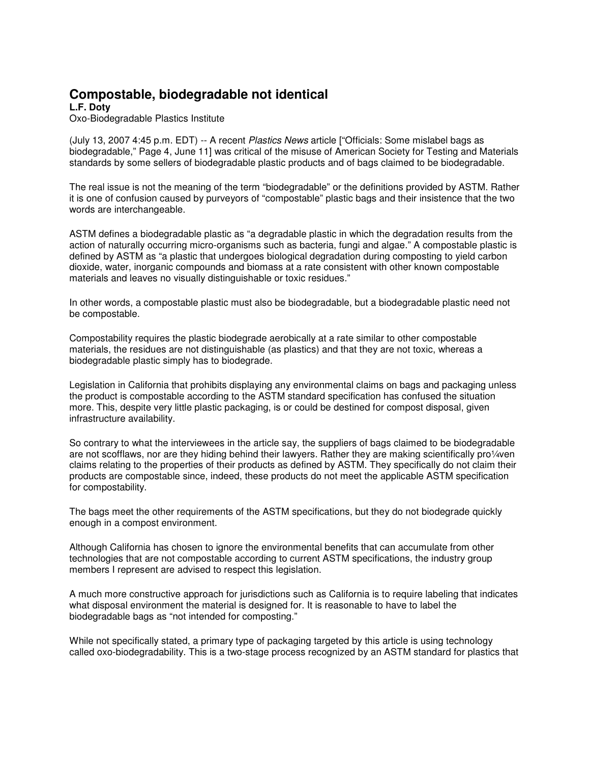# Compostable, biodegradable not identical

**L.F. Doty**
Oxo-Biodegradable Plastics Institute

(July 13, 2007 4:45 p.m. EDT) -- A recent *Plastics News* article ["Officials: Some mislabel bags as biodegradable," Page 4, June 11] was critical of the misuse of American Society for Testing and Materials standards by some sellers of biodegradable plastic products and of bags claimed to be biodegradable.

The real issue is not the meaning of the term "biodegradable" or the definitions provided by ASTM. Rather it is one of confusion caused by purveyors of "compostable" plastic bags and their insistence that the two words are interchangeable.

ASTM defines a biodegradable plastic as "a degradable plastic in which the degradation results from the action of naturally occurring micro-organisms such as bacteria, fungi and algae." A compostable plastic is defined by ASTM as "a plastic that undergoes biological degradation during composting to yield carbon dioxide, water, inorganic compounds and biomass at a rate consistent with other known compostable materials and leaves no visually distinguishable or toxic residues."

In other words, a compostable plastic must also be biodegradable, but a biodegradable plastic need not be compostable.

Compostability requires the plastic biodegrade aerobically at a rate similar to other compostable materials, the residues are not distinguishable (as plastics) and that they are not toxic, whereas a biodegradable plastic simply has to biodegrade.

Legislation in California that prohibits displaying any environmental claims on bags and packaging unless the product is compostable according to the ASTM standard specification has confused the situation more. This, despite very little plastic packaging, is or could be destined for compost disposal, given infrastructure availability.

So contrary to what the interviewees in the article say, the suppliers of bags claimed to be biodegradable are not scofflaws, nor are they hiding behind their lawyers. Rather they are making scientifically pro¼ven claims relating to the properties of their products as defined by ASTM. They specifically do not claim their products are compostable since, indeed, these products do not meet the applicable ASTM specification for compostability.

The bags meet the other requirements of the ASTM specifications, but they do not biodegrade quickly enough in a compost environment.

Although California has chosen to ignore the environmental benefits that can accumulate from other technologies that are not compostable according to current ASTM specifications, the industry group members I represent are advised to respect this legislation.

A much more constructive approach for jurisdictions such as California is to require labeling that indicates what disposal environment the material is designed for. It is reasonable to have to label the biodegradable bags as "not intended for composting."

While not specifically stated, a primary type of packaging targeted by this article is using technology called oxo-biodegradability. This is a two-stage process recognized by an ASTM standard for plastics that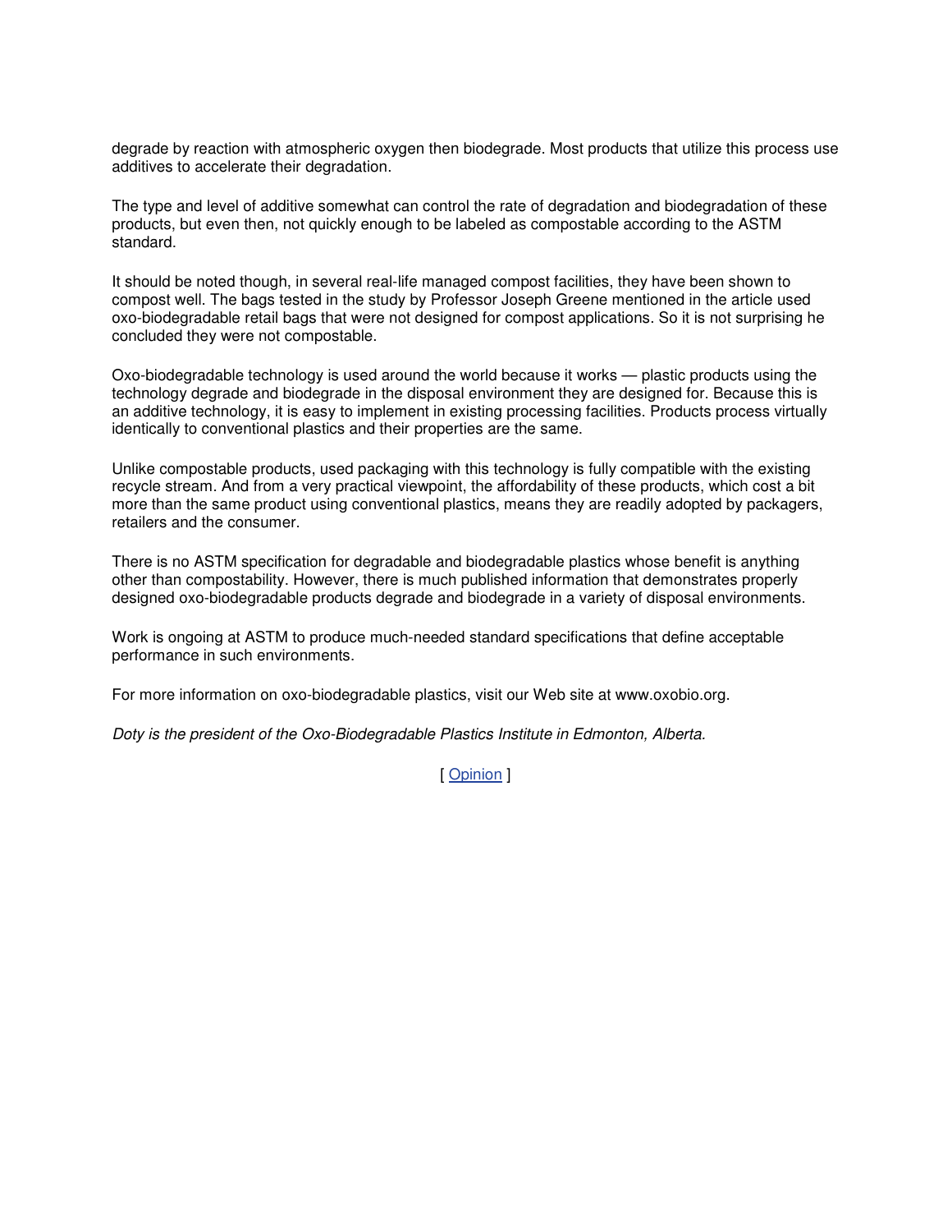degrade by reaction with atmospheric oxygen then biodegrade. Most products that utilize this process use additives to accelerate their degradation.

The type and level of additive somewhat can control the rate of degradation and biodegradation of these products, but even then, not quickly enough to be labeled as compostable according to the ASTM standard.

It should be noted though, in several real-life managed compost facilities, they have been shown to compost well. The bags tested in the study by Professor Joseph Greene mentioned in the article used oxo-biodegradable retail bags that were not designed for compost applications. So it is not surprising he concluded they were not compostable.

Oxo-biodegradable technology is used around the world because it works — plastic products using the technology degrade and biodegrade in the disposal environment they are designed for. Because this is an additive technology, it is easy to implement in existing processing facilities. Products process virtually identically to conventional plastics and their properties are the same.

Unlike compostable products, used packaging with this technology is fully compatible with the existing recycle stream. And from a very practical viewpoint, the affordability of these products, which cost a bit more than the same product using conventional plastics, means they are readily adopted by packagers, retailers and the consumer.

There is no ASTM specification for degradable and biodegradable plastics whose benefit is anything other than compostability. However, there is much published information that demonstrates properly designed oxo-biodegradable products degrade and biodegrade in a variety of disposal environments.

Work is ongoing at ASTM to produce much-needed standard specifications that define acceptable performance in such environments.

For more information on oxo-biodegradable plastics, visit our Web site at www.oxobio.org.

*Doty is the president of the Oxo-Biodegradable Plastics Institute in Edmonton, Alberta.*

[ Opinion ]